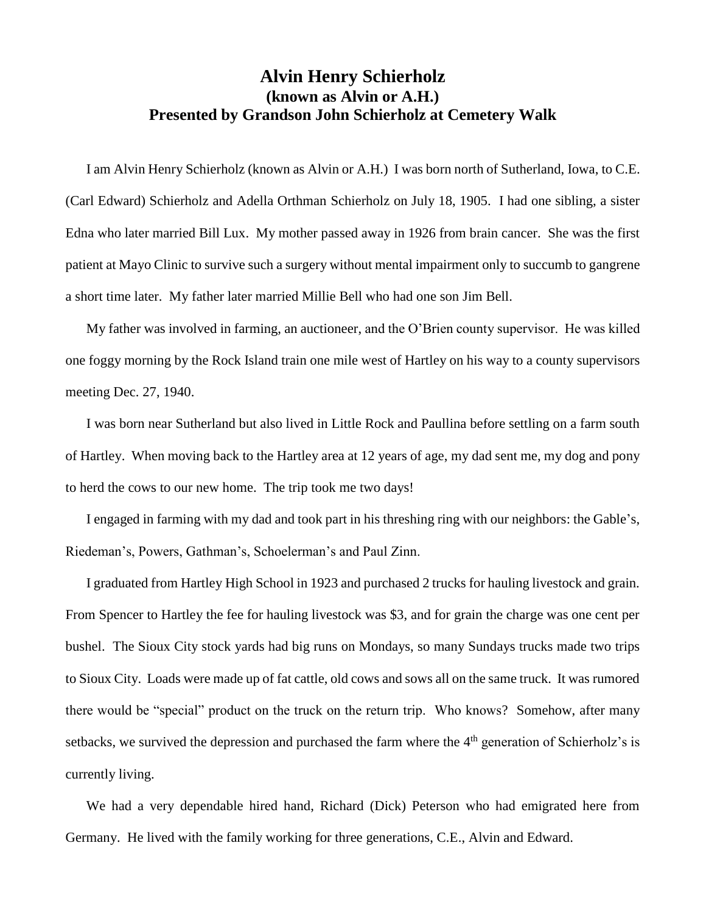# Alvin Henry Schierholz
## (known as Alvin or A.H.)
## Presented by Grandson John Schierholz at Cemetery Walk

I am Alvin Henry Schierholz (known as Alvin or A.H.) I was born north of Sutherland, Iowa, to C.E. (Carl Edward) Schierholz and Adella Orthman Schierholz on July 18, 1905. I had one sibling, a sister Edna who later married Bill Lux. My mother passed away in 1926 from brain cancer. She was the first patient at Mayo Clinic to survive such a surgery without mental impairment only to succumb to gangrene a short time later. My father later married Millie Bell who had one son Jim Bell.

My father was involved in farming, an auctioneer, and the O'Brien county supervisor. He was killed one foggy morning by the Rock Island train one mile west of Hartley on his way to a county supervisors meeting Dec. 27, 1940.

I was born near Sutherland but also lived in Little Rock and Paullina before settling on a farm south of Hartley. When moving back to the Hartley area at 12 years of age, my dad sent me, my dog and pony to herd the cows to our new home. The trip took me two days!

I engaged in farming with my dad and took part in his threshing ring with our neighbors: the Gable's, Riedeman's, Powers, Gathman's, Schoelerman's and Paul Zinn.

I graduated from Hartley High School in 1923 and purchased 2 trucks for hauling livestock and grain. From Spencer to Hartley the fee for hauling livestock was $3, and for grain the charge was one cent per bushel. The Sioux City stock yards had big runs on Mondays, so many Sundays trucks made two trips to Sioux City. Loads were made up of fat cattle, old cows and sows all on the same truck. It was rumored there would be "special" product on the truck on the return trip. Who knows? Somehow, after many setbacks, we survived the depression and purchased the farm where the 4th generation of Schierholz's is currently living.

We had a very dependable hired hand, Richard (Dick) Peterson who had emigrated here from Germany. He lived with the family working for three generations, C.E., Alvin and Edward.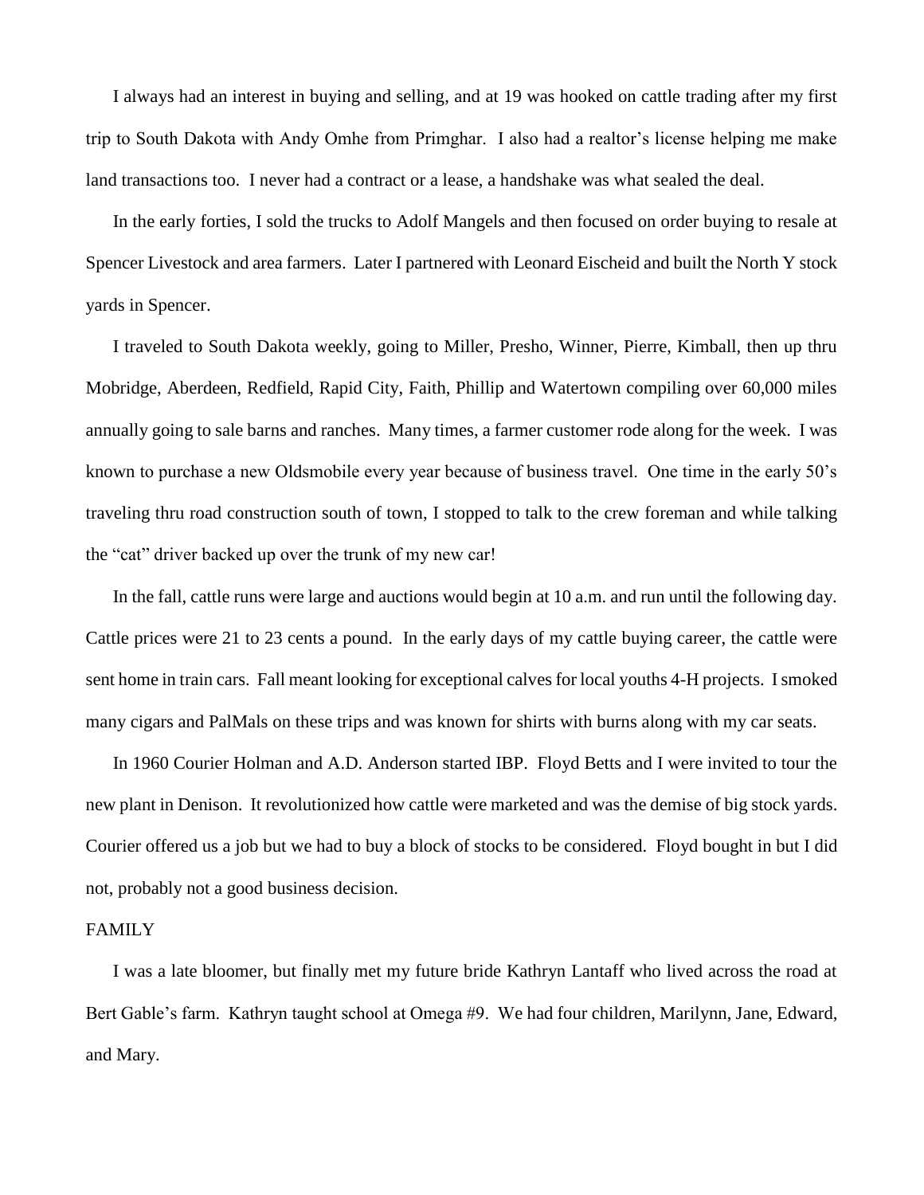I always had an interest in buying and selling, and at 19 was hooked on cattle trading after my first trip to South Dakota with Andy Omhe from Primghar. I also had a realtor's license helping me make land transactions too. I never had a contract or a lease, a handshake was what sealed the deal.

In the early forties, I sold the trucks to Adolf Mangels and then focused on order buying to resale at Spencer Livestock and area farmers. Later I partnered with Leonard Eischeid and built the North Y stock yards in Spencer.

I traveled to South Dakota weekly, going to Miller, Presho, Winner, Pierre, Kimball, then up thru Mobridge, Aberdeen, Redfield, Rapid City, Faith, Phillip and Watertown compiling over 60,000 miles annually going to sale barns and ranches. Many times, a farmer customer rode along for the week. I was known to purchase a new Oldsmobile every year because of business travel. One time in the early 50's traveling thru road construction south of town, I stopped to talk to the crew foreman and while talking the "cat" driver backed up over the trunk of my new car!

In the fall, cattle runs were large and auctions would begin at 10 a.m. and run until the following day. Cattle prices were 21 to 23 cents a pound. In the early days of my cattle buying career, the cattle were sent home in train cars. Fall meant looking for exceptional calves for local youths 4-H projects. I smoked many cigars and PalMals on these trips and was known for shirts with burns along with my car seats.

In 1960 Courier Holman and A.D. Anderson started IBP. Floyd Betts and I were invited to tour the new plant in Denison. It revolutionized how cattle were marketed and was the demise of big stock yards. Courier offered us a job but we had to buy a block of stocks to be considered. Floyd bought in but I did not, probably not a good business decision.

## FAMILY

I was a late bloomer, but finally met my future bride Kathryn Lantaff who lived across the road at Bert Gable's farm. Kathryn taught school at Omega #9. We had four children, Marilynn, Jane, Edward, and Mary.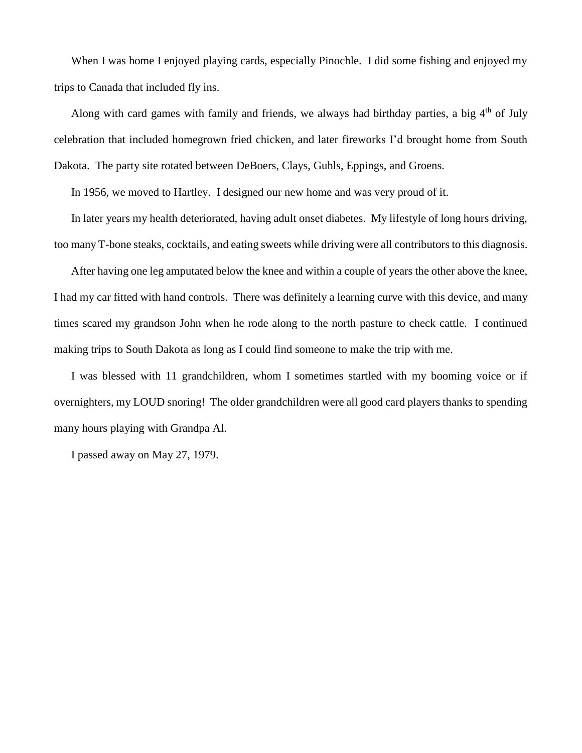When I was home I enjoyed playing cards, especially Pinochle. I did some fishing and enjoyed my trips to Canada that included fly ins.

Along with card games with family and friends, we always had birthday parties, a big 4th of July celebration that included homegrown fried chicken, and later fireworks I'd brought home from South Dakota. The party site rotated between DeBoers, Clays, Guhls, Eppings, and Groens.

In 1956, we moved to Hartley. I designed our new home and was very proud of it.

In later years my health deteriorated, having adult onset diabetes. My lifestyle of long hours driving, too many T-bone steaks, cocktails, and eating sweets while driving were all contributors to this diagnosis.

After having one leg amputated below the knee and within a couple of years the other above the knee, I had my car fitted with hand controls. There was definitely a learning curve with this device, and many times scared my grandson John when he rode along to the north pasture to check cattle. I continued making trips to South Dakota as long as I could find someone to make the trip with me.

I was blessed with 11 grandchildren, whom I sometimes startled with my booming voice or if overnighters, my LOUD snoring! The older grandchildren were all good card players thanks to spending many hours playing with Grandpa Al.

I passed away on May 27, 1979.